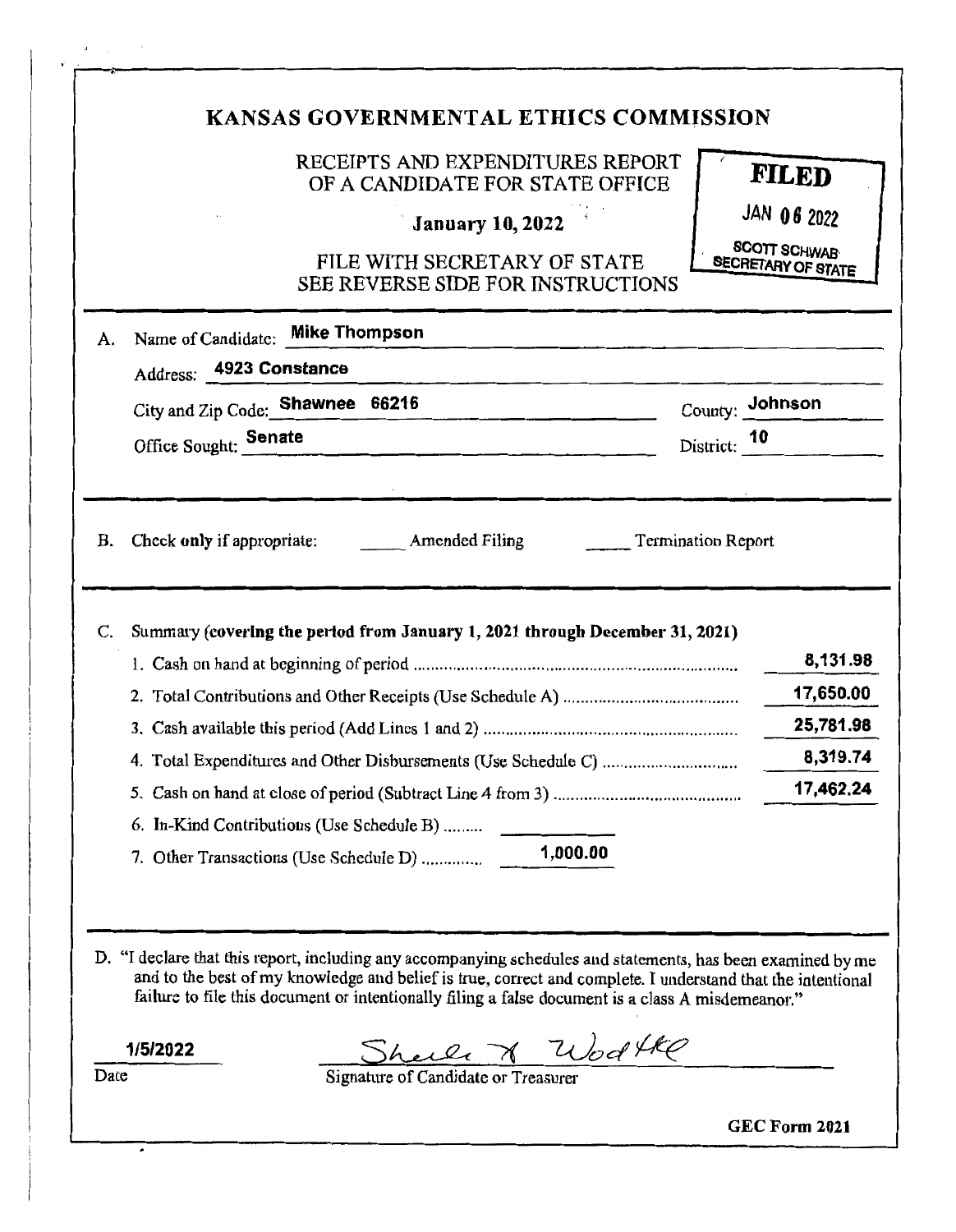# KANSAS GOVERNMENTAL ETHICS COMMISSION

RECEIPTS AND EXPENDITURES REPORT
OF A CANDIDATE FOR STATE OFFICE

**January 10, 2022**

FILE WITH SECRETARY OF STATE
SEE REVERSE SIDE FOR INSTRUCTIONS

**FILED**
JAN 06 2022
SCOTT SCHWAB
SECRETARY OF STATE

A. Name of Candidate: **Mike Thompson**

Address: **4923 Constance**

City and Zip Code: **Shawnee 66216** County: **Johnson**

Office Sought: **Senate** District: **10**

B. Check **only** if appropriate: _____ Amended Filing _____ Termination Report

C. Summary **(covering the period from January 1, 2021 through December 31, 2021)**

| | |
|---|---|
| 1. Cash on hand at beginning of period | 8,131.98 |
| 2. Total Contributions and Other Receipts (Use Schedule A) | 17,650.00 |
| 3. Cash available this period (Add Lines 1 and 2) | 25,781.98 |
| 4. Total Expenditures and Other Disbursements (Use Schedule C) | 8,319.74 |
| 5. Cash on hand at close of period (Subtract Line 4 from 3) | 17,462.24 |
| 6. In-Kind Contributions (Use Schedule B) | |
| 7. Other Transactions (Use Schedule D) | 1,000.00 |

D. "I declare that this report, including any accompanying schedules and statements, has been examined by me and to the best of my knowledge and belief is true, correct and complete. I understand that the intentional failure to file this document or intentionally filing a false document is a class A misdemeanor."

**1/5/2022** — Date

Sheila X Wodtke — Signature of Candidate or Treasurer

**GEC Form 2021**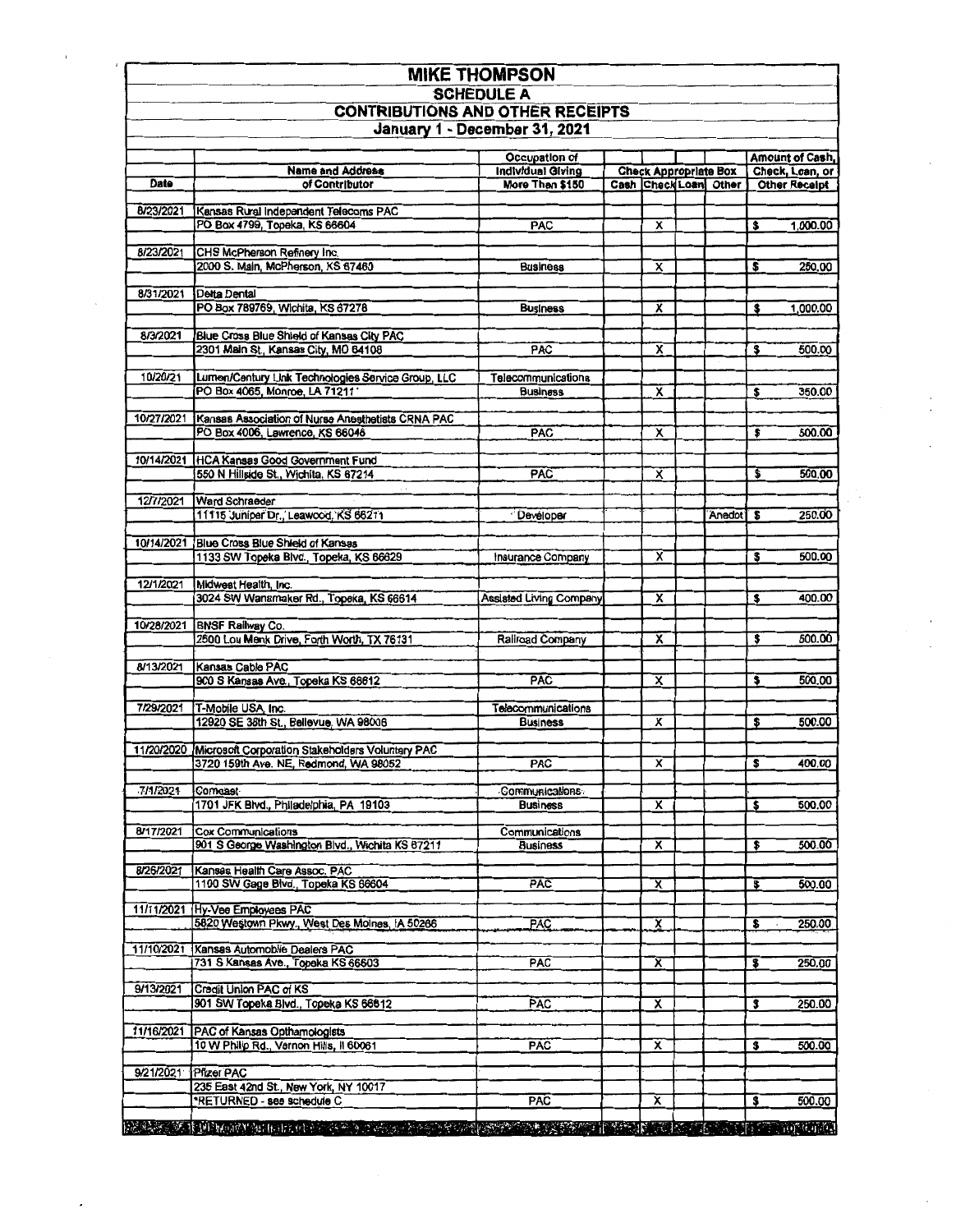# MIKE THOMPSON

## SCHEDULE A

## CONTRIBUTIONS AND OTHER RECEIPTS

### January 1 - December 31, 2021

| Date | Name and Address of Contributor | Occupation of Individual Giving More Than $150 | Cash | Check | Loan | Other | Amount of Cash, Check, Loan, or Other Receipt |
|---|---|---|---|---|---|---|---|
| 8/23/2021 | Kansas Rural Independent Telecoms PAC<br>PO Box 4799, Topeka, KS 66604 | PAC | | X | | | $ 1,000.00 |
| 8/23/2021 | CHS McPherson Refinery Inc.<br>2000 S. Main, McPherson, KS 67460 | Business | | X | | | $ 250.00 |
| 8/31/2021 | Delta Dental<br>PO Box 789769, Wichita, KS 67278 | Business | | X | | | $ 1,000.00 |
| 8/3/2021 | Blue Cross Blue Shield of Kansas City PAC<br>2301 Main St, Kansas City, MO 64108 | PAC | | X | | | $ 500.00 |
| 10/20/21 | Lumen/Century Link Technologies Service Group, LLC<br>PO Box 4065, Monroe, LA 71211 | Telecommunications Business | | X | | | $ 350.00 |
| 10/27/2021 | Kansas Association of Nurse Anesthetists CRNA PAC<br>PO Box 4006, Lawrence, KS 66046 | PAC | | X | | | $ 500.00 |
| 10/14/2021 | HCA Kansas Good Government Fund<br>550 N Hillside St., Wichita, KS 67214 | PAC | | X | | | $ 500.00 |
| 12/7/2021 | Ward Schraeder<br>11115 Juniper Dr., Leawood, KS 66211 | Developer | | | | Anedot | $ 250.00 |
| 10/14/2021 | Blue Cross Blue Shield of Kansas<br>1133 SW Topeka Blvd., Topeka, KS 66629 | Insurance Company | | X | | | $ 500.00 |
| 12/1/2021 | Midwest Health, Inc.<br>3024 SW Wanamaker Rd., Topeka, KS 66614 | Assisted Living Company | | X | | | $ 400.00 |
| 10/28/2021 | BNSF Railway Co.<br>2500 Lou Menk Drive, Forth Worth, TX 76131 | Railroad Company | | X | | | $ 500.00 |
| 8/13/2021 | Kansas Cable PAC<br>900 S Kansas Ave., Topeka KS 66612 | PAC | | X | | | $ 500.00 |
| 7/29/2021 | T-Mobile USA, Inc.<br>12920 SE 38th St., Bellevue, WA 98006 | Telecommunications Business | | X | | | $ 500.00 |
| 11/20/2020 | Microsoft Corporation Stakeholders Voluntary PAC<br>3720 159th Ave. NE, Redmond, WA 98052 | PAC | | X | | | $ 400.00 |
| 7/1/2021 | Comcast<br>1701 JFK Blvd., Philadelphia, PA 19103 | Communications Business | | X | | | $ 500.00 |
| 8/17/2021 | Cox Communications<br>901 S George Washington Blvd., Wichita KS 67211 | Communications Business | | X | | | $ 500.00 |
| 8/26/2021 | Kansas Health Care Assoc. PAC<br>1100 SW Gage Blvd., Topeka KS 66604 | PAC | | X | | | $ 500.00 |
| 11/11/2021 | Hy-Vee Employees PAC<br>5820 Westown Pkwy., West Des Moines, IA 50266 | PAC | | X | | | $ 250.00 |
| 11/10/2021 | Kansas Automobile Dealers PAC<br>731 S Kansas Ave., Topeka KS 66603 | PAC | | X | | | $ 250.00 |
| 9/13/2021 | Credit Union PAC of KS<br>901 SW Topeka Blvd., Topeka KS 66612 | PAC | | X | | | $ 250.00 |
| 11/16/2021 | PAC of Kansas Opthamologists<br>10 W Philip Rd., Vernon Hills, Il 60061 | PAC | | X | | | $ 500.00 |
| 9/21/2021 | Pfizer PAC<br>235 East 42nd St., New York, NY 10017<br>*RETURNED - see schedule C | PAC | | X | | | $ 500.00 |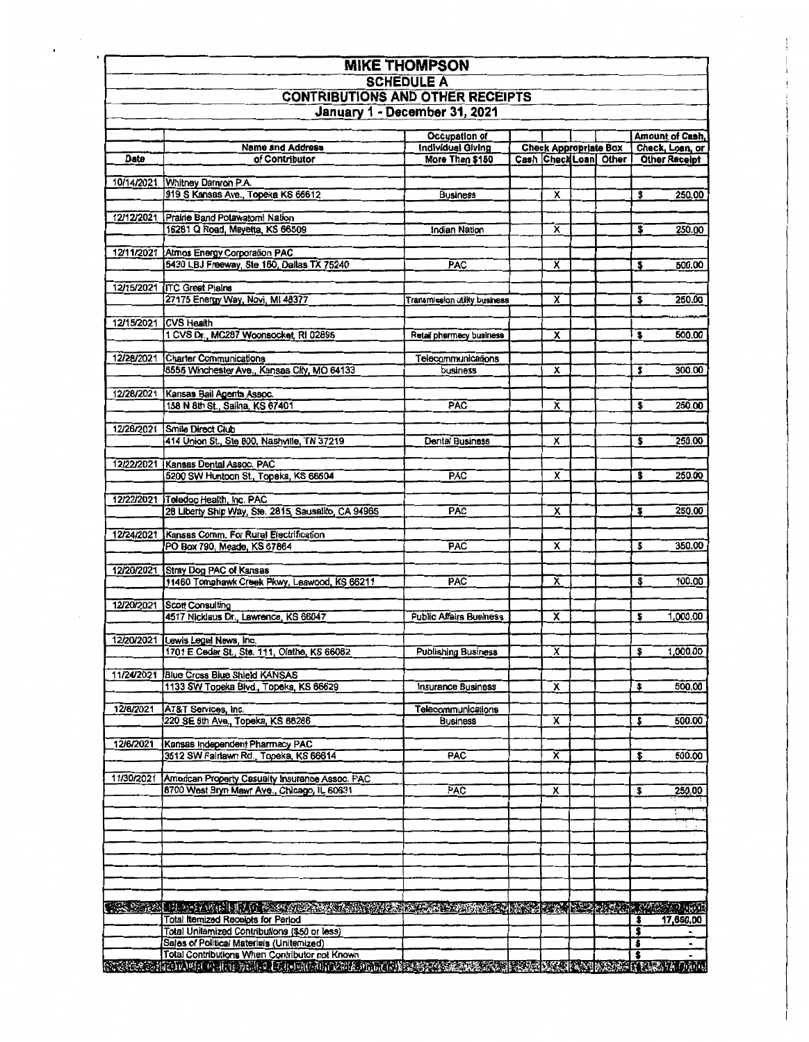# MIKE THOMPSON

## SCHEDULE A

## CONTRIBUTIONS AND OTHER RECEIPTS

### January 1 - December 31, 2021

| Date | Name and Address of Contributor | Occupation of Individual Giving More Then $150 | Cash | Check | Loan | Other | Amount of Cash, Check, Loan, or Other Receipt |
|---|---|---|---|---|---|---|---|
| 10/14/2021 | Whitney Damron P.A. 919 S Kansas Ave., Topeka KS 66612 | Business | | X | | | $ 250.00 |
| 12/12/2021 | Prairie Band Potawatomi Nation 16281 Q Road, Mayetta, KS 66509 | Indian Nation | | X | | | $ 250.00 |
| 12/11/2021 | Atmos Energy Corporation PAC 5430 LBJ Freeway, Ste 160, Dallas TX 75240 | PAC | | X | | | $ 500.00 |
| 12/15/2021 | ITC Great Plains 27175 Energy Way, Novi, MI 48377 | Transmission utility business | | X | | | $ 250.00 |
| 12/15/2021 | CVS Health 1 CVS Dr., MC287 Woonsocket, RI 02895 | Retail pharmacy business | | X | | | $ 500.00 |
| 12/28/2021 | Charter Communications 8555 Winchester Ave., Kansas City, MO 64133 | Telecommunications business | | X | | | $ 300.00 |
| 12/28/2021 | Kansas Bail Agents Assoc. 158 N 8th St., Salina, KS 67401 | PAC | | X | | | $ 250.00 |
| 12/26/2021 | Smile Direct Club 414 Union St., Ste 800, Nashville, TN 37219 | Dental Business | | X | | | $ 250.00 |
| 12/22/2021 | Kansas Dental Assoc. PAC 5200 SW Huntoon St., Topeka, KS 66604 | PAC | | X | | | $ 250.00 |
| 12/22/2021 | Teladoc Health, Inc. PAC 28 Liberty Ship Way, Ste. 2815, Sausalito, CA 94965 | PAC | | X | | | $ 250.00 |
| 12/24/2021 | Kansas Comm. For Rural Electrification PO Box 790, Meade, KS 67864 | PAC | | X | | | $ 350.00 |
| 12/20/2021 | Stray Dog PAC of Kansas 11460 Tomahawk Creek Pkwy, Leawood, KS 66211 | PAC | | X | | | $ 100.00 |
| 12/20/2021 | Scott Consulting 4517 Nicklaus Dr., Lawrence, KS 66047 | Public Affairs Business | | X | | | $ 1,000.00 |
| 12/20/2021 | Lewis Legal News, Inc. 1701 E Cedar St., Ste. 111, Olathe, KS 66062 | Publishing Business | | X | | | $ 1,000.00 |
| 11/24/2021 | Blue Cross Blue Shield KANSAS 1133 SW Topeka Blvd., Topeka, KS 66629 | Insurance Business | | X | | | $ 500.00 |
| 12/6/2021 | AT&T Services, Inc. 220 SE 6th Ave., Topeka, KS 66286 | Telecommunications Business | | X | | | $ 500.00 |
| 12/6/2021 | Kansas Independent Pharmacy PAC 3512 SW Fairlawn Rd., Topeka, KS 66614 | PAC | | X | | | $ 500.00 |
| 11/30/2021 | American Property Casualty Insurance Assoc. PAC 8700 West Bryn Mawr Ave., Chicago, IL 60631 | PAC | | X | | | $ 250.00 |
| | SUBTOTAL THIS PAGE | | | | | | |
| | Total Itemized Receipts for Period | | | | | | $ 17,650.00 |
| | Total Unitemized Contributions ($50 or less) | | | | | | $ - |
| | Sales of Political Materials (Unitemized) | | | | | | $ - |
| | Total Contributions When Contributor not Known | | | | | | $ - |
| | TOTAL RECEIPTS THIS PERIOD | | | | | | |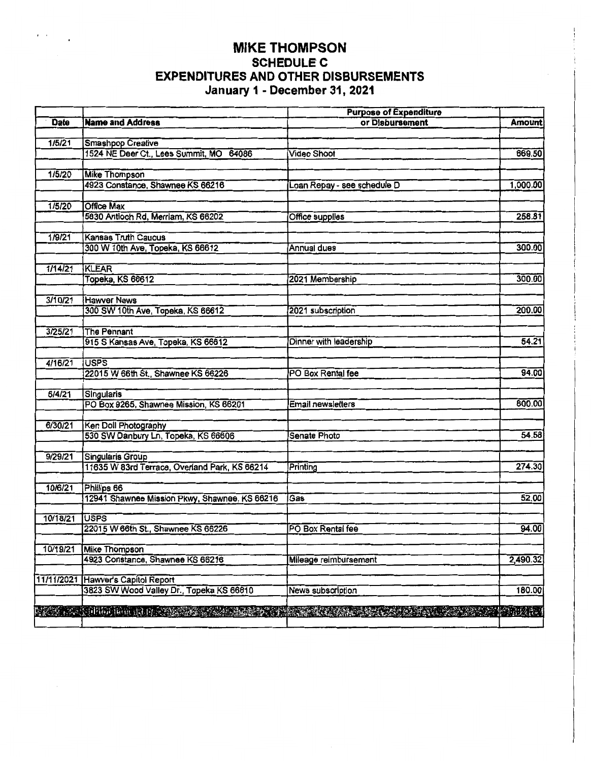# MIKE THOMPSON
## SCHEDULE C
## EXPENDITURES AND OTHER DISBURSEMENTS
### January 1 - December 31, 2021

| Date | Name and Address | Purpose of Expenditure or Disbursement | Amount |
|---|---|---|---|
| 1/5/21 | Smashpop Creative | | |
| | 1524 NE Deer Ct., Lees Summit, MO 64086 | Video Shoot | 669.50 |
| 1/5/20 | Mike Thompson | | |
| | 4923 Constance, Shawnee KS 66216 | Loan Repay - see schedule D | 1,000.00 |
| 1/5/20 | Office Max | | |
| | 5830 Antioch Rd, Merriam, KS 66202 | Office supplies | 258.81 |
| 1/9/21 | Kansas Truth Caucus | | |
| | 300 W 10th Ave, Topeka, KS 66612 | Annual dues | 300.00 |
| 1/14/21 | KLEAR | | |
| | Topeka, KS 66612 | 2021 Membership | 300.00 |
| 3/10/21 | Hawver News | | |
| | 300 SW 10th Ave, Topeka, KS 66612 | 2021 subscription | 200.00 |
| 3/25/21 | The Pennant | | |
| | 915 S Kansas Ave, Topeka, KS 66612 | Dinner with leadership | 54.21 |
| 4/16/21 | USPS | | |
| | 22015 W 66th St., Shawnee KS 66226 | PO Box Rental fee | 94.00 |
| 6/4/21 | Singularis | | |
| | PO Box 9265, Shawnee Mission, KS 66201 | Email newsletters | 800.00 |
| 6/30/21 | Ken Doll Photography | | |
| | 530 SW Danbury Ln, Topeka, KS 66606 | Senate Photo | 54.58 |
| 9/29/21 | Singularis Group | | |
| | 11635 W 83rd Terrace, Overland Park, KS 66214 | Printing | 274.30 |
| 10/6/21 | Phillips 66 | | |
| | 12941 Shawnee Mission Pkwy, Shawnee, KS 66216 | Gas | 52.00 |
| 10/18/21 | USPS | | |
| | 22015 W 66th St., Shawnee KS 66226 | PO Box Rental fee | 94.00 |
| 10/19/21 | Mike Thompson | | |
| | 4923 Constance, Shawnee KS 66216 | Mileage reimbursement | 2,490.32 |
| 11/11/2021 | Hawver's Capitol Report | | |
| | 3823 SW Wood Valley Dr., Topeka KS 66610 | News subscription | 180.00 |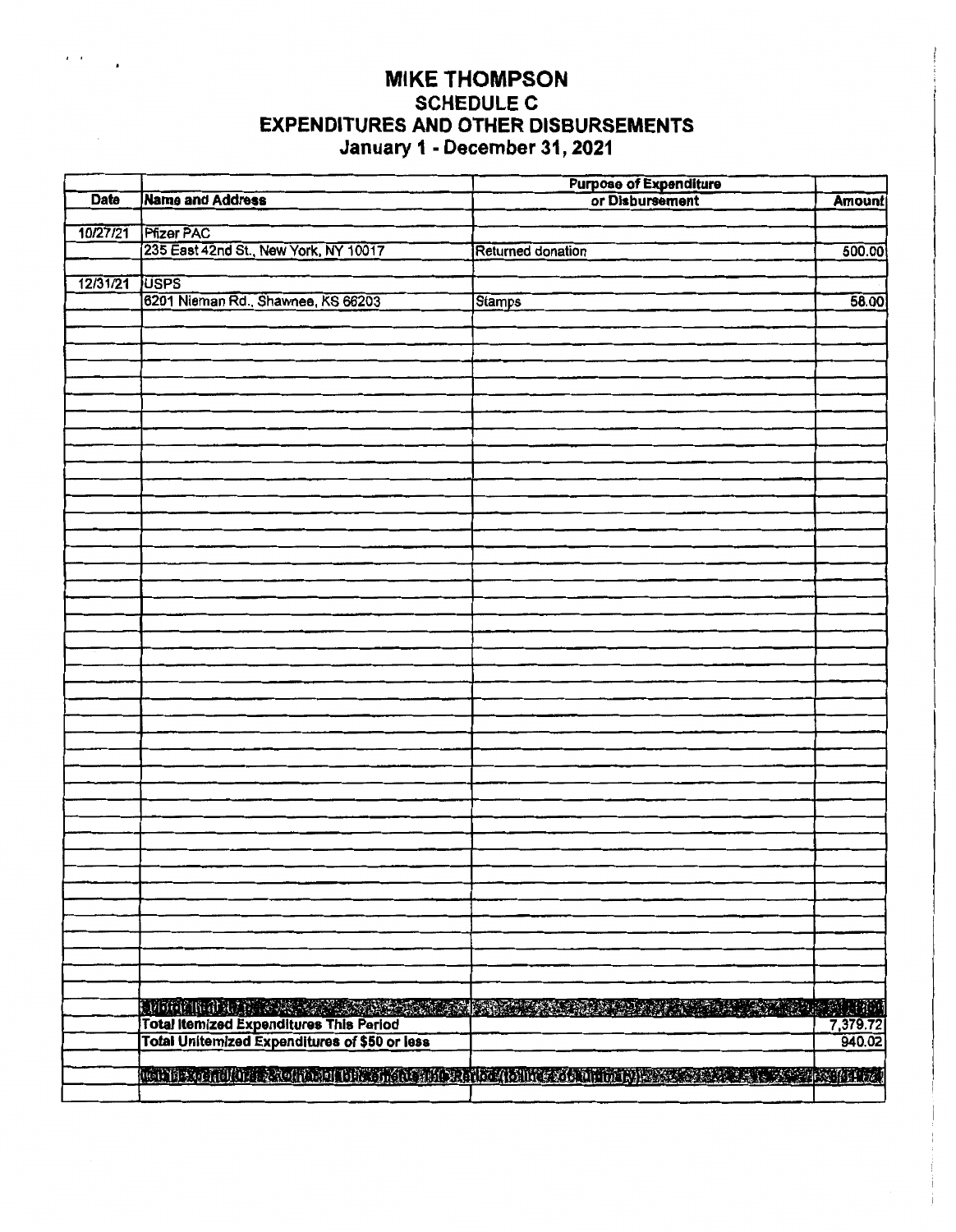# MIKE THOMPSON

## SCHEDULE C

## EXPENDITURES AND OTHER DISBURSEMENTS

## January 1 - December 31, 2021

| Date | Name and Address | Purpose of Expenditure or Disbursement | Amount |
|---|---|---|---|
| 10/27/21 | Pfizer PAC | | |
| | 235 East 42nd St., New York, NY 10017 | Returned donation | 500.00 |
| 12/31/21 | USPS | | |
| | 6201 Nieman Rd., Shawnee, KS 66203 | Stamps | 58.00 |
| | Subtotal Itemized | | |
| | Total Itemized Expenditures This Period | | 7,379.72 |
| | Total Unitemized Expenditures of $50 or less | | 940.02 |
| | Total Expenditures & Other Disbursements This Period (to line 7 of Summary) | | |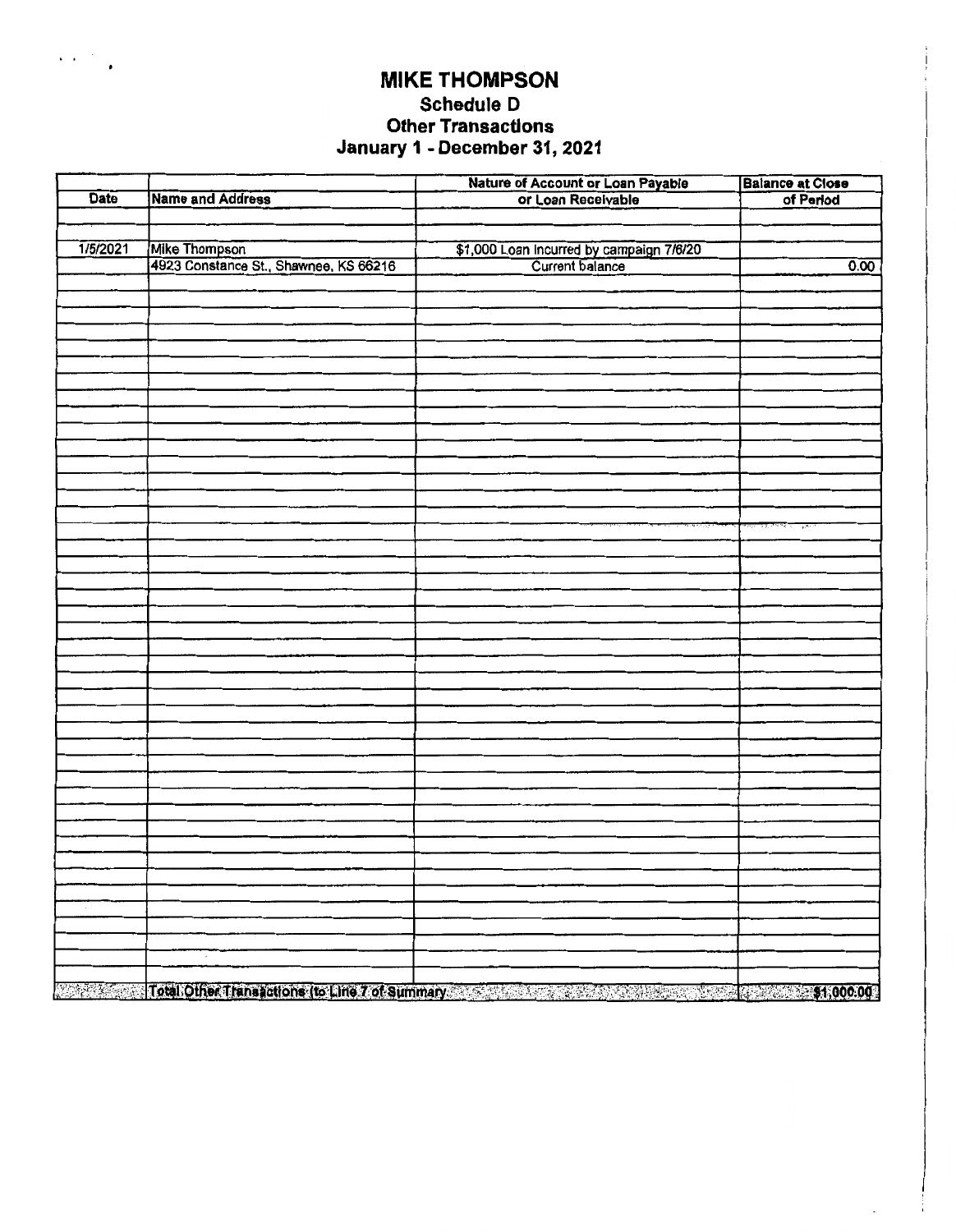# MIKE THOMPSON

## Schedule D
## Other Transactions
## January 1 - December 31, 2021

| Date | Name and Address | Nature of Account or Loan Payable or Loan Receivable | Balance at Close of Period |
|---|---|---|---|
| 1/5/2021 | Mike Thompson | $1,000 Loan incurred by campaign 7/6/20 | |
| | 4923 Constance St., Shawnee, KS 66216 | Current balance | 0.00 |
| | Total Other Transactions (to Line 7 of Summary) | | $1,000.00 |